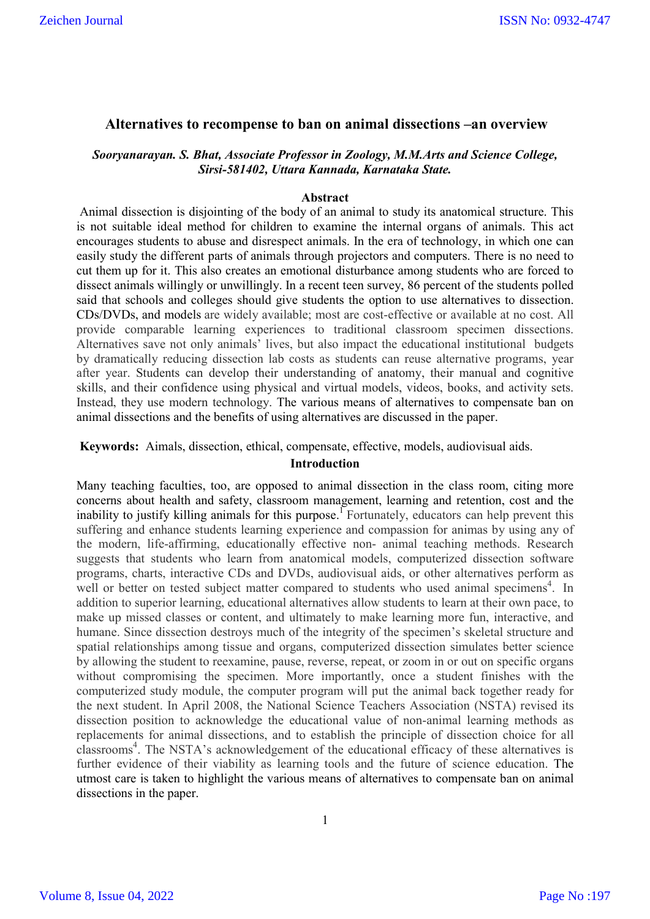# Alternatives to recompense to ban on animal dissections –an overview

***Sooryanarayan. S. Bhat, Associate Professor in Zoology, M.M.Arts and Science College, Sirsi-581402, Uttara Kannada, Karnataka State.***

## Abstract

Animal dissection is disjointing of the body of an animal to study its anatomical structure. This is not suitable ideal method for children to examine the internal organs of animals. This act encourages students to abuse and disrespect animals. In the era of technology, in which one can easily study the different parts of animals through projectors and computers. There is no need to cut them up for it. This also creates an emotional disturbance among students who are forced to dissect animals willingly or unwillingly. In a recent teen survey, 86 percent of the students polled said that schools and colleges should give students the option to use alternatives to dissection. CDs/DVDs, and models are widely available; most are cost-effective or available at no cost. All provide comparable learning experiences to traditional classroom specimen dissections. Alternatives save not only animals' lives, but also impact the educational institutional budgets by dramatically reducing dissection lab costs as students can reuse alternative programs, year after year. Students can develop their understanding of anatomy, their manual and cognitive skills, and their confidence using physical and virtual models, videos, books, and activity sets. Instead, they use modern technology. The various means of alternatives to compensate ban on animal dissections and the benefits of using alternatives are discussed in the paper.

**Keywords:** Aimals, dissection, ethical, compensate, effective, models, audiovisual aids.

## Introduction

Many teaching faculties, too, are opposed to animal dissection in the class room, citing more concerns about health and safety, classroom management, learning and retention, cost and the inability to justify killing animals for this purpose.[1] Fortunately, educators can help prevent this suffering and enhance students learning experience and compassion for animas by using any of the modern, life-affirming, educationally effective non- animal teaching methods. Research suggests that students who learn from anatomical models, computerized dissection software programs, charts, interactive CDs and DVDs, audiovisual aids, or other alternatives perform as well or better on tested subject matter compared to students who used animal specimens[4]. In addition to superior learning, educational alternatives allow students to learn at their own pace, to make up missed classes or content, and ultimately to make learning more fun, interactive, and humane. Since dissection destroys much of the integrity of the specimen's skeletal structure and spatial relationships among tissue and organs, computerized dissection simulates better science by allowing the student to reexamine, pause, reverse, repeat, or zoom in or out on specific organs without compromising the specimen. More importantly, once a student finishes with the computerized study module, the computer program will put the animal back together ready for the next student. In April 2008, the National Science Teachers Association (NSTA) revised its dissection position to acknowledge the educational value of non-animal learning methods as replacements for animal dissections, and to establish the principle of dissection choice for all classrooms[4]. The NSTA's acknowledgement of the educational efficacy of these alternatives is further evidence of their viability as learning tools and the future of science education. The utmost care is taken to highlight the various means of alternatives to compensate ban on animal dissections in the paper.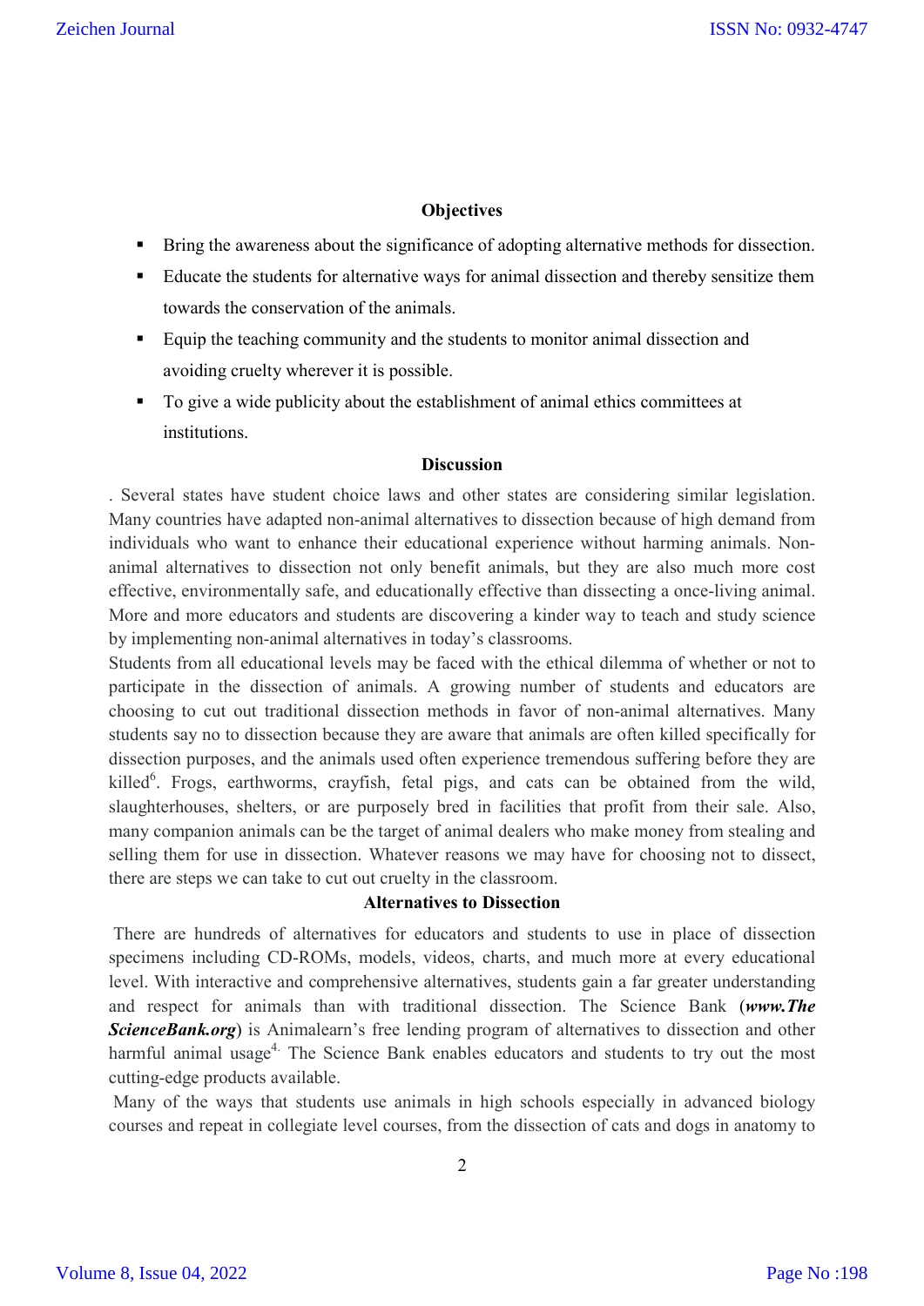## Objectives

- Bring the awareness about the significance of adopting alternative methods for dissection.
- Educate the students for alternative ways for animal dissection and thereby sensitize them towards the conservation of the animals.
- Equip the teaching community and the students to monitor animal dissection and avoiding cruelty wherever it is possible.
- To give a wide publicity about the establishment of animal ethics committees at institutions.

## Discussion

. Several states have student choice laws and other states are considering similar legislation. Many countries have adapted non-animal alternatives to dissection because of high demand from individuals who want to enhance their educational experience without harming animals. Non-animal alternatives to dissection not only benefit animals, but they are also much more cost effective, environmentally safe, and educationally effective than dissecting a once-living animal. More and more educators and students are discovering a kinder way to teach and study science by implementing non-animal alternatives in today's classrooms.

Students from all educational levels may be faced with the ethical dilemma of whether or not to participate in the dissection of animals. A growing number of students and educators are choosing to cut out traditional dissection methods in favor of non-animal alternatives. Many students say no to dissection because they are aware that animals are often killed specifically for dissection purposes, and the animals used often experience tremendous suffering before they are killed[6]. Frogs, earthworms, crayfish, fetal pigs, and cats can be obtained from the wild, slaughterhouses, shelters, or are purposely bred in facilities that profit from their sale. Also, many companion animals can be the target of animal dealers who make money from stealing and selling them for use in dissection. Whatever reasons we may have for choosing not to dissect, there are steps we can take to cut out cruelty in the classroom.

## Alternatives to Dissection

There are hundreds of alternatives for educators and students to use in place of dissection specimens including CD-ROMs, models, videos, charts, and much more at every educational level. With interactive and comprehensive alternatives, students gain a far greater understanding and respect for animals than with traditional dissection. The Science Bank (***www.TheScienceBank.org***) is Animalearn's free lending program of alternatives to dissection and other harmful animal usage[4]. The Science Bank enables educators and students to try out the most cutting-edge products available.

Many of the ways that students use animals in high schools especially in advanced biology courses and repeat in collegiate level courses, from the dissection of cats and dogs in anatomy to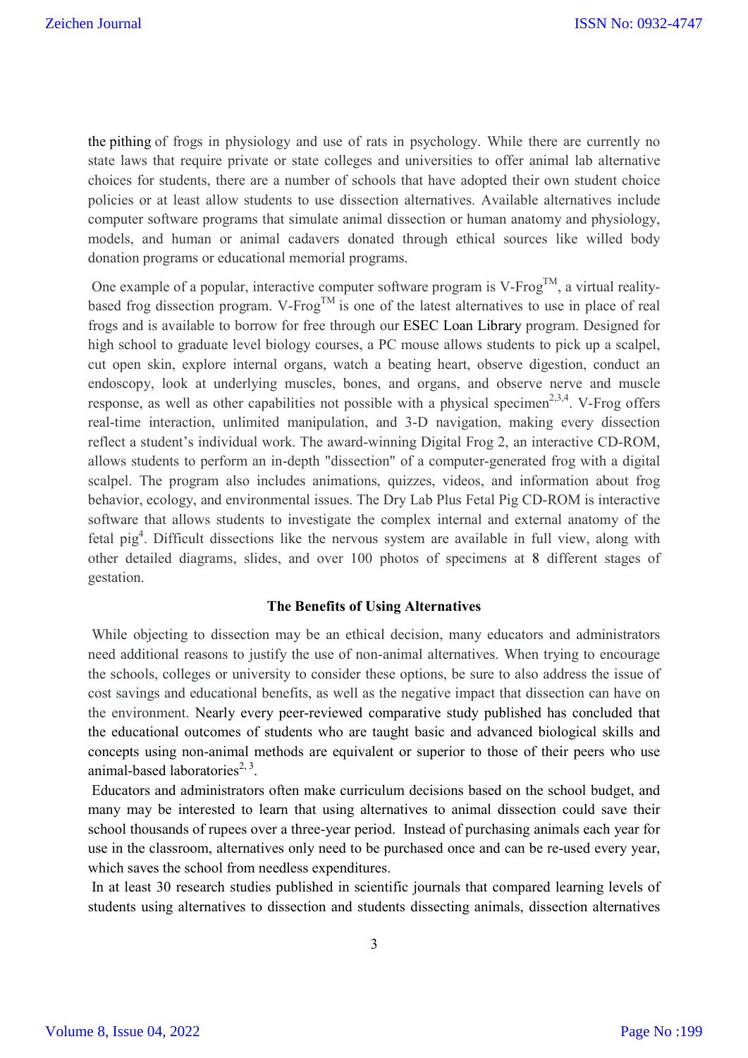the pithing of frogs in physiology and use of rats in psychology. While there are currently no state laws that require private or state colleges and universities to offer animal lab alternative choices for students, there are a number of schools that have adopted their own student choice policies or at least allow students to use dissection alternatives. Available alternatives include computer software programs that simulate animal dissection or human anatomy and physiology, models, and human or animal cadavers donated through ethical sources like willed body donation programs or educational memorial programs.

One example of a popular, interactive computer software program is V-Frog™, a virtual reality-based frog dissection program. V-Frog™ is one of the latest alternatives to use in place of real frogs and is available to borrow for free through our ESEC Loan Library program. Designed for high school to graduate level biology courses, a PC mouse allows students to pick up a scalpel, cut open skin, explore internal organs, watch a beating heart, observe digestion, conduct an endoscopy, look at underlying muscles, bones, and organs, and observe nerve and muscle response, as well as other capabilities not possible with a physical specimen[2,3,4]. V-Frog offers real-time interaction, unlimited manipulation, and 3-D navigation, making every dissection reflect a student's individual work. The award-winning Digital Frog 2, an interactive CD-ROM, allows students to perform an in-depth "dissection" of a computer-generated frog with a digital scalpel. The program also includes animations, quizzes, videos, and information about frog behavior, ecology, and environmental issues. The Dry Lab Plus Fetal Pig CD-ROM is interactive software that allows students to investigate the complex internal and external anatomy of the fetal pig[4]. Difficult dissections like the nervous system are available in full view, along with other detailed diagrams, slides, and over 100 photos of specimens at 8 different stages of gestation.

### The Benefits of Using Alternatives

While objecting to dissection may be an ethical decision, many educators and administrators need additional reasons to justify the use of non-animal alternatives. When trying to encourage the schools, colleges or university to consider these options, be sure to also address the issue of cost savings and educational benefits, as well as the negative impact that dissection can have on the environment. Nearly every peer-reviewed comparative study published has concluded that the educational outcomes of students who are taught basic and advanced biological skills and concepts using non-animal methods are equivalent or superior to those of their peers who use animal-based laboratories[2, 3].

Educators and administrators often make curriculum decisions based on the school budget, and many may be interested to learn that using alternatives to animal dissection could save their school thousands of rupees over a three-year period. Instead of purchasing animals each year for use in the classroom, alternatives only need to be purchased once and can be re-used every year, which saves the school from needless expenditures.

In at least 30 research studies published in scientific journals that compared learning levels of students using alternatives to dissection and students dissecting animals, dissection alternatives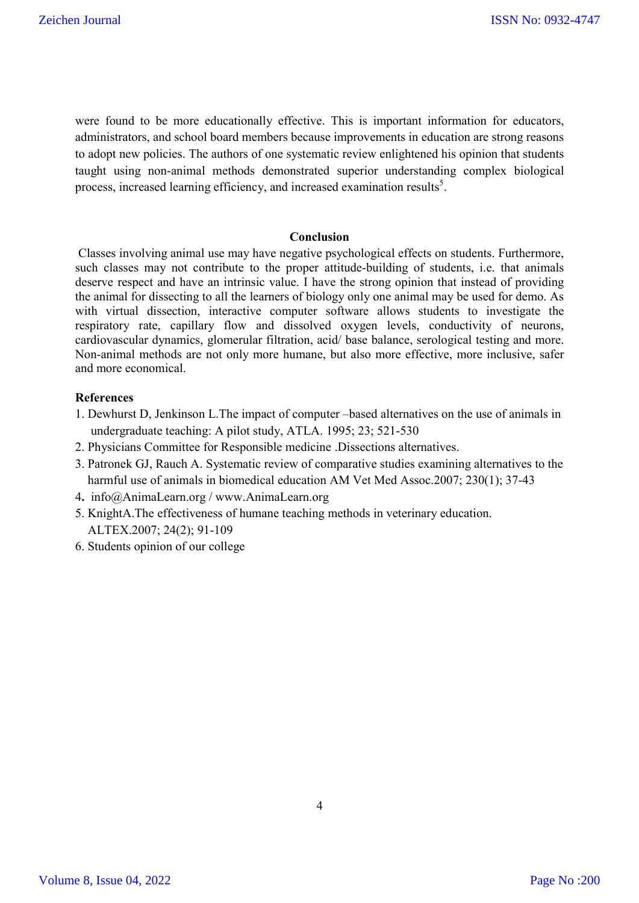were found to be more educationally effective. This is important information for educators, administrators, and school board members because improvements in education are strong reasons to adopt new policies. The authors of one systematic review enlightened his opinion that students taught using non-animal methods demonstrated superior understanding complex biological process, increased learning efficiency, and increased examination results[5].

## Conclusion

Classes involving animal use may have negative psychological effects on students. Furthermore, such classes may not contribute to the proper attitude-building of students, i.e. that animals deserve respect and have an intrinsic value. I have the strong opinion that instead of providing the animal for dissecting to all the learners of biology only one animal may be used for demo. As with virtual dissection, interactive computer software allows students to investigate the respiratory rate, capillary flow and dissolved oxygen levels, conductivity of neurons, cardiovascular dynamics, glomerular filtration, acid/ base balance, serological testing and more. Non-animal methods are not only more humane, but also more effective, more inclusive, safer and more economical.

**References**

1. Dewhurst D, Jenkinson L.The impact of computer –based alternatives on the use of animals in undergraduate teaching: A pilot study, ATLA. 1995; 23; 521-530
2. Physicians Committee for Responsible medicine .Dissections alternatives.
3. Patronek GJ, Rauch A. Systematic review of comparative studies examining alternatives to the harmful use of animals in biomedical education AM Vet Med Assoc.2007; 230(1); 37-43
4. info@AnimaLearn.org / www.AnimaLearn.org
5. KnightA.The effectiveness of humane teaching methods in veterinary education. ALTEX.2007; 24(2); 91-109
6. Students opinion of our college